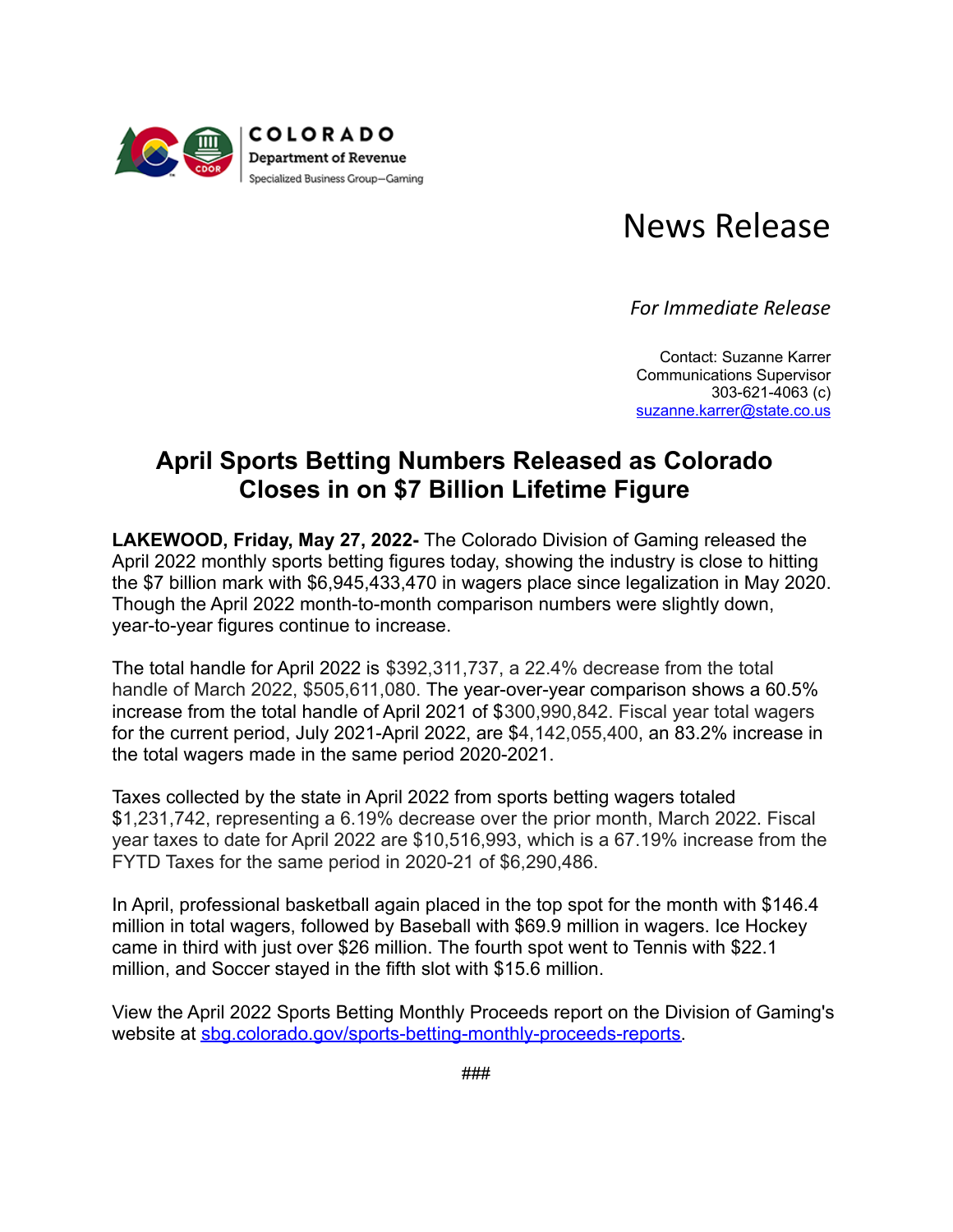COLORADO
Department of Revenue
Specialized Business Group—Gaming

# News Release

*For Immediate Release*

Contact: Suzanne Karrer
Communications Supervisor
303-621-4063 (c)
suzanne.karrer@state.co.us

## April Sports Betting Numbers Released as Colorado Closes in on $7 Billion Lifetime Figure

**LAKEWOOD, Friday, May 27, 2022-** The Colorado Division of Gaming released the April 2022 monthly sports betting figures today, showing the industry is close to hitting the $7 billion mark with $6,945,433,470 in wagers place since legalization in May 2020. Though the April 2022 month-to-month comparison numbers were slightly down, year-to-year figures continue to increase.

The total handle for April 2022 is $392,311,737, a 22.4% decrease from the total handle of March 2022, $505,611,080. The year-over-year comparison shows a 60.5% increase from the total handle of April 2021 of $300,990,842. Fiscal year total wagers for the current period, July 2021-April 2022, are $4,142,055,400, an 83.2% increase in the total wagers made in the same period 2020-2021.

Taxes collected by the state in April 2022 from sports betting wagers totaled $1,231,742, representing a 6.19% decrease over the prior month, March 2022. Fiscal year taxes to date for April 2022 are $10,516,993, which is a 67.19% increase from the FYTD Taxes for the same period in 2020-21 of $6,290,486.

In April, professional basketball again placed in the top spot for the month with $146.4 million in total wagers, followed by Baseball with $69.9 million in wagers. Ice Hockey came in third with just over $26 million. The fourth spot went to Tennis with $22.1 million, and Soccer stayed in the fifth slot with $15.6 million.

View the April 2022 Sports Betting Monthly Proceeds report on the Division of Gaming's website at sbg.colorado.gov/sports-betting-monthly-proceeds-reports.

###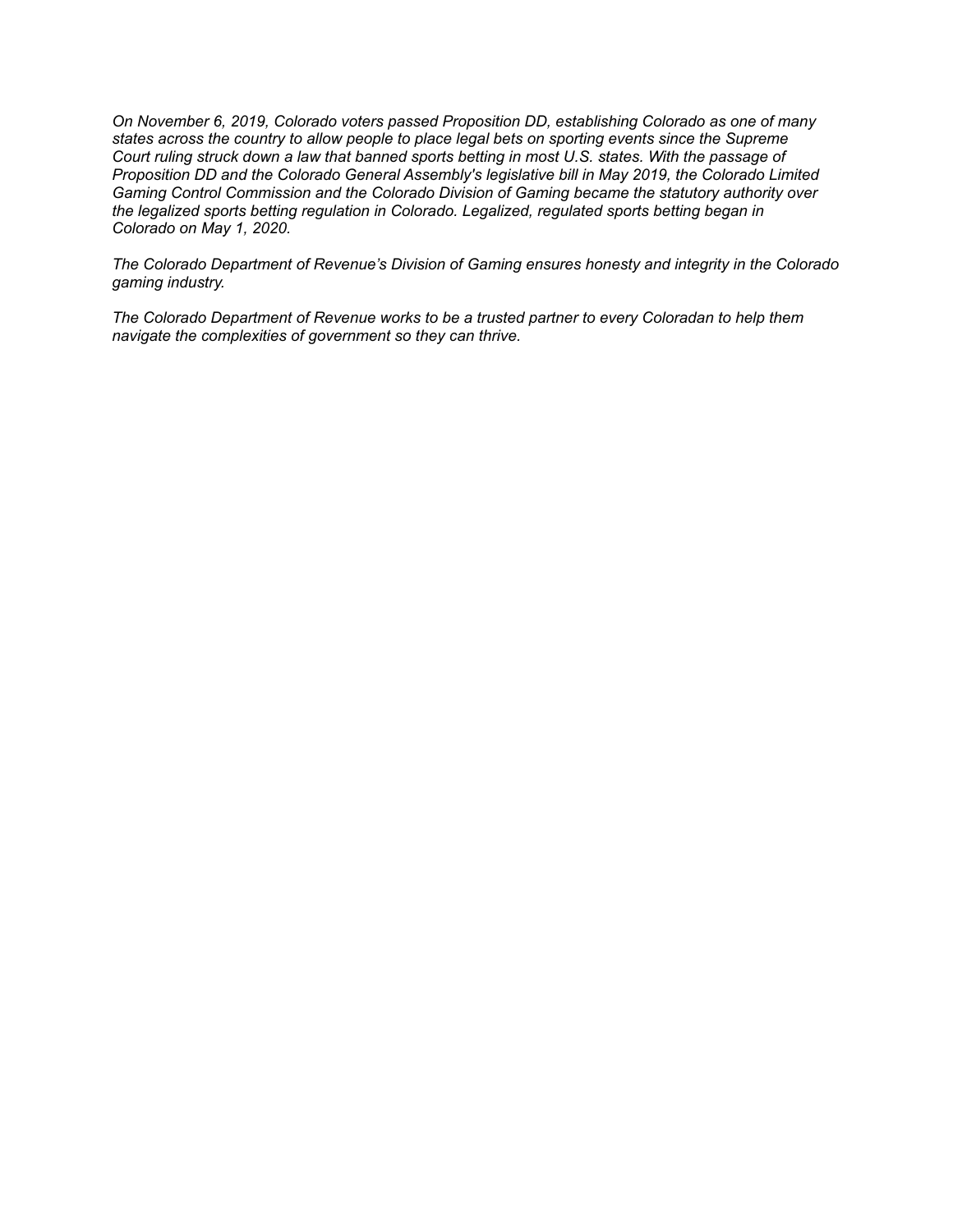*On November 6, 2019, Colorado voters passed Proposition DD, establishing Colorado as one of many states across the country to allow people to place legal bets on sporting events since the Supreme Court ruling struck down a law that banned sports betting in most U.S. states. With the passage of Proposition DD and the Colorado General Assembly's legislative bill in May 2019, the Colorado Limited Gaming Control Commission and the Colorado Division of Gaming became the statutory authority over the legalized sports betting regulation in Colorado. Legalized, regulated sports betting began in Colorado on May 1, 2020.*

*The Colorado Department of Revenue's Division of Gaming ensures honesty and integrity in the Colorado gaming industry.*

*The Colorado Department of Revenue works to be a trusted partner to every Coloradan to help them navigate the complexities of government so they can thrive.*